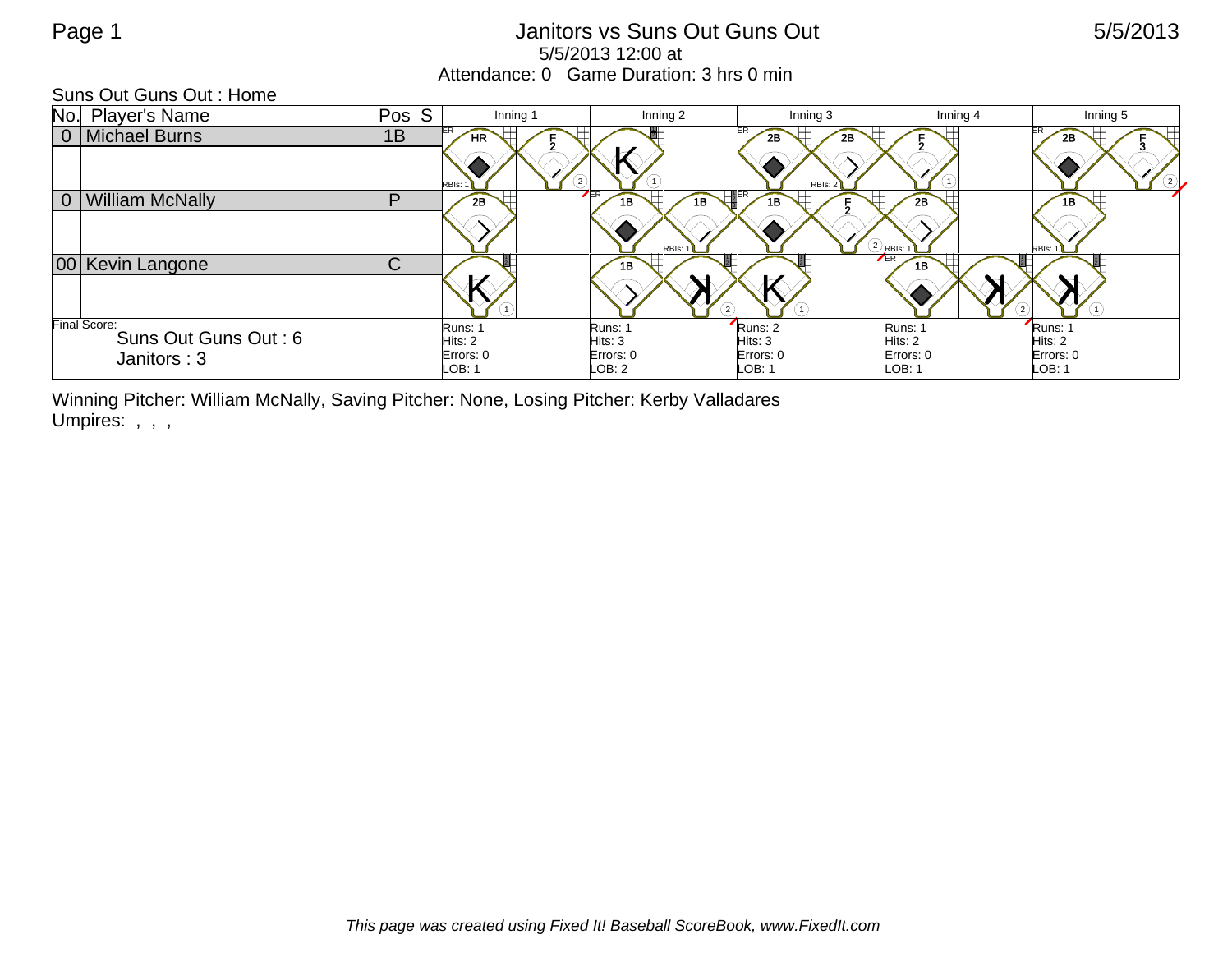Page 1

# Janitors vs Suns Out Guns Out

5/5/2013

5/5/2013 12:00 at

Attendance: 0 Game Duration: 3 hrs 0 min

Suns Out Guns Out : Home

| No. | Player's Name | Pos | S | Inning 1 | | Inning 2 | | Inning 3 | | Inning 4 | | Inning 5 | |
|---|---|---|---|---|---|---|---|---|---|---|---|---|---|
| 0 | Michael Burns | 1B | | ER HR RBIs: 1 | F 2 (2) | K (1) | | ER 2B | 2B RBIs: 2 | F 2 (1) | | ER 2B | F 3 (2) |
| 0 | William McNally | P | | 2B | | ER 1B | 1B RBIs: 1 | ER 1B | F 2 (2) | 2B RBIs: 1 | | 1B RBIs: 1 | |
| 00 | Kevin Langone | C | | K (1) | | 1B | K (2) | K (1) | | ER 1B | K (2) | K (1) | |
| | | | | Runs: 1 Hits: 2 Errors: 0 LOB: 1 | | Runs: 1 Hits: 3 Errors: 0 LOB: 2 | | Runs: 2 Hits: 3 Errors: 0 LOB: 1 | | Runs: 1 Hits: 2 Errors: 0 LOB: 1 | | Runs: 1 Hits: 2 Errors: 0 LOB: 1 | |

Final Score:
Suns Out Guns Out : 6
Janitors : 3

Winning Pitcher: William McNally, Saving Pitcher: None, Losing Pitcher: Kerby Valladares

Umpires: , , ,

*This page was created using Fixed It! Baseball ScoreBook, www.FixedIt.com*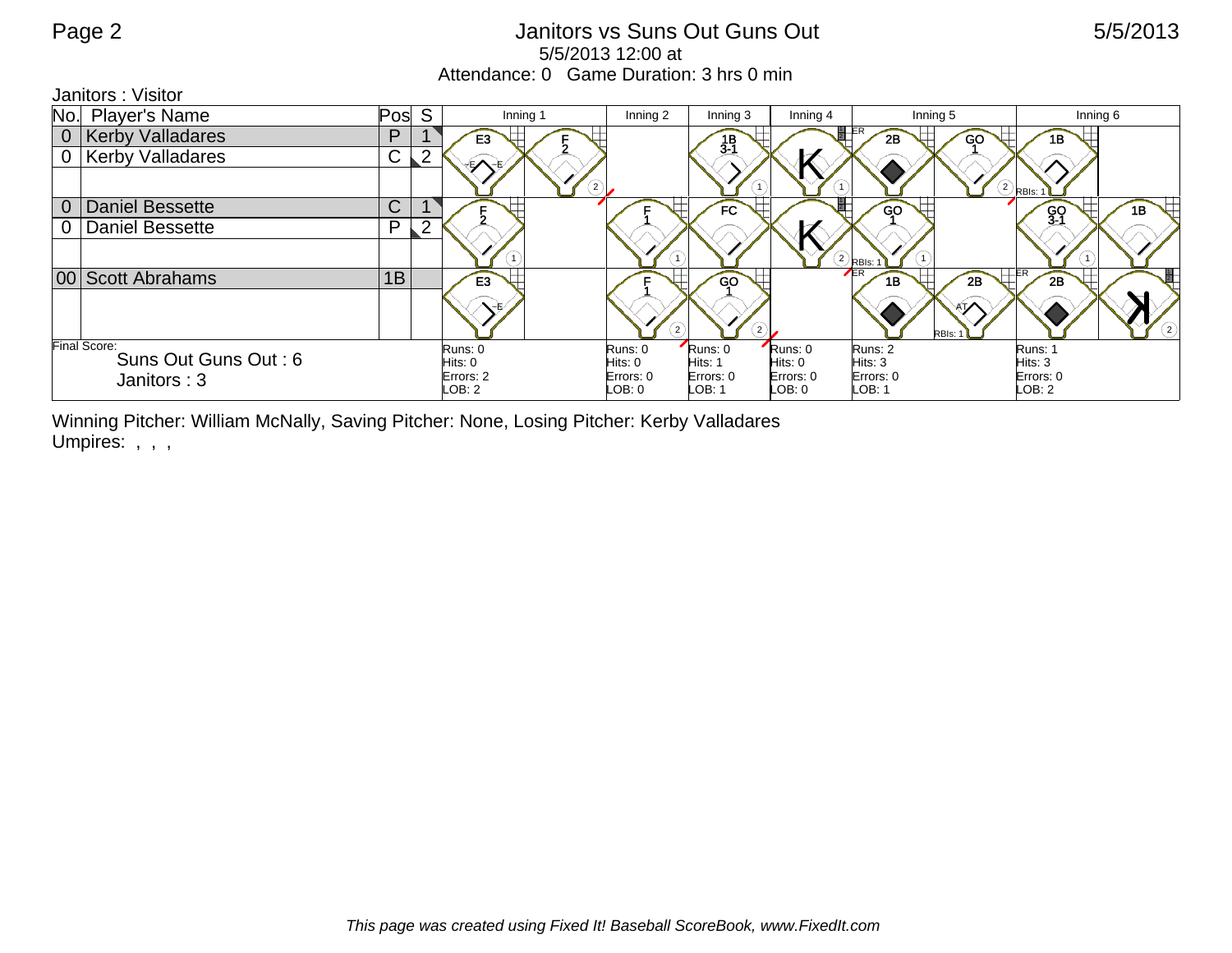# Janitors vs Suns Out Guns Out

5/5/2013 12:00 at

Attendance: 0 Game Duration: 3 hrs 0 min

Janitors : Visitor

| No. | Player's Name | Pos | S | Inning 1 | | Inning 2 | Inning 3 | Inning 4 | Inning 5 | | Inning 6 | |
|---|---|---|---|---|---|---|---|---|---|---|---|---|
| 0 | Kerby Valladares | P | 1 | E3 | F 2 | | 1B 3-1 | K | 2B | GO 1 | 1B | |
| 0 | Kerby Valladares | C | 2 | | | | | | | | RBIs: 1 | |
| 0 | Daniel Bessette | C | 1 | F 2 | | F 1 | FC | K | GO 1 | | GO 3-1 | 1B |
| 0 | Daniel Bessette | P | 2 | | | | | | RBIs: 1 | | | |
| 00 | Scott Abrahams | 1B | | E3 | | F 1 | GO 1 | | 1B | 2B | 2B | K |
| | | | | | | | | | | AT RBIs: 1 | | |
| | | | | Runs: 0 Hits: 0 Errors: 2 LOB: 2 | | Runs: 0 Hits: 0 Errors: 0 LOB: 0 | Runs: 0 Hits: 1 Errors: 0 LOB: 1 | Runs: 0 Hits: 0 Errors: 0 LOB: 0 | Runs: 2 Hits: 3 Errors: 0 LOB: 1 | | Runs: 1 Hits: 3 Errors: 0 LOB: 2 | |

Final Score:

Suns Out Guns Out : 6

Janitors : 3

Winning Pitcher: William McNally, Saving Pitcher: None, Losing Pitcher: Kerby Valladares

Umpires: , , ,

*This page was created using Fixed It! Baseball ScoreBook, www.FixedIt.com*